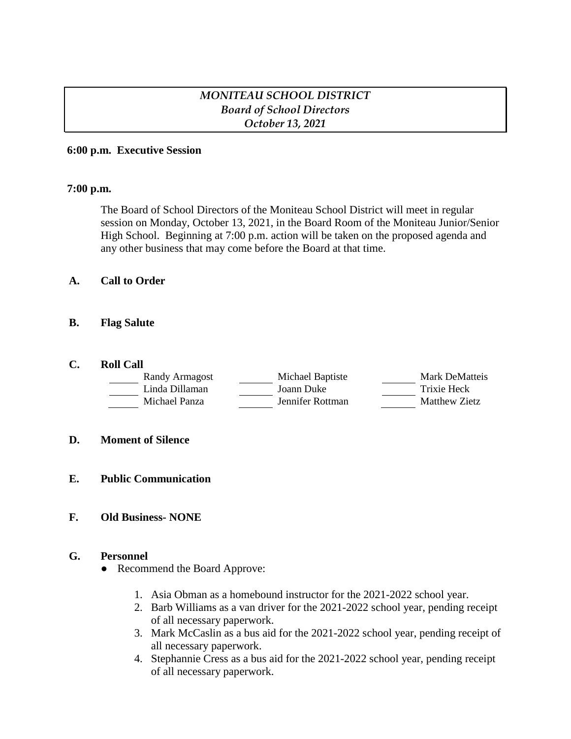*MONITEAU SCHOOL DISTRICT*
*Board of School Directors*
*October 13, 2021*

**6:00 p.m. Executive Session**

**7:00 p.m.**

The Board of School Directors of the Moniteau School District will meet in regular session on Monday, October 13, 2021, in the Board Room of the Moniteau Junior/Senior High School. Beginning at 7:00 p.m. action will be taken on the proposed agenda and any other business that may come before the Board at that time.

**A. Call to Order**

**B. Flag Salute**

**C. Roll Call**

| | | | | | |
|---|---|---|---|---|---|
| ______ | Randy Armagost | ______ | Michael Baptiste | ______ | Mark DeMatteis |
| ______ | Linda Dillaman | ______ | Joann Duke | ______ | Trixie Heck |
| ______ | Michael Panza | ______ | Jennifer Rottman | ______ | Matthew Zietz |

**D. Moment of Silence**

**E. Public Communication**

**F. Old Business- NONE**

**G. Personnel**

- Recommend the Board Approve:

  1. Asia Obman as a homebound instructor for the 2021-2022 school year.
  2. Barb Williams as a van driver for the 2021-2022 school year, pending receipt of all necessary paperwork.
  3. Mark McCaslin as a bus aid for the 2021-2022 school year, pending receipt of all necessary paperwork.
  4. Stephannie Cress as a bus aid for the 2021-2022 school year, pending receipt of all necessary paperwork.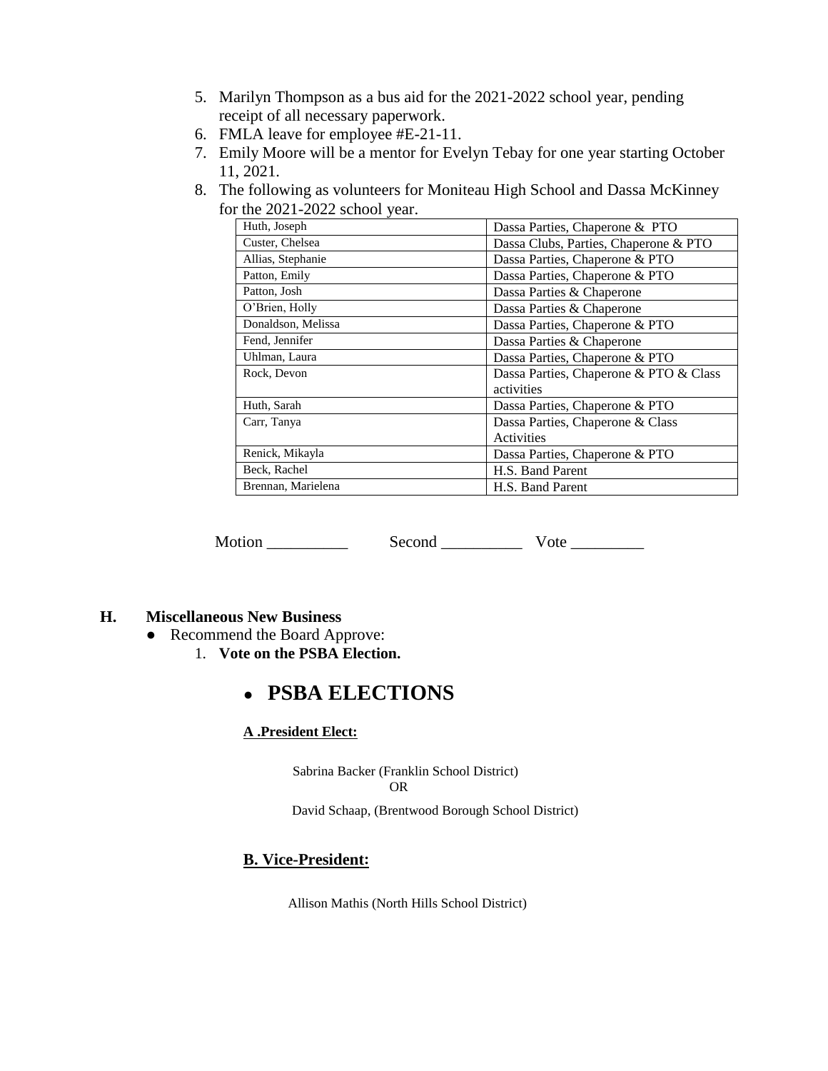5. Marilyn Thompson as a bus aid for the 2021-2022 school year, pending receipt of all necessary paperwork.
6. FMLA leave for employee #E-21-11.
7. Emily Moore will be a mentor for Evelyn Tebay for one year starting October 11, 2021.
8. The following as volunteers for Moniteau High School and Dassa McKinney for the 2021-2022 school year.

| | |
|---|---|
| Huth, Joseph | Dassa Parties, Chaperone & PTO |
| Custer, Chelsea | Dassa Clubs, Parties, Chaperone & PTO |
| Allias, Stephanie | Dassa Parties, Chaperone & PTO |
| Patton, Emily | Dassa Parties, Chaperone & PTO |
| Patton, Josh | Dassa Parties & Chaperone |
| O'Brien, Holly | Dassa Parties & Chaperone |
| Donaldson, Melissa | Dassa Parties, Chaperone & PTO |
| Fend, Jennifer | Dassa Parties & Chaperone |
| Uhlman, Laura | Dassa Parties, Chaperone & PTO |
| Rock, Devon | Dassa Parties, Chaperone & PTO & Class activities |
| Huth, Sarah | Dassa Parties, Chaperone & PTO |
| Carr, Tanya | Dassa Parties, Chaperone & Class Activities |
| Renick, Mikayla | Dassa Parties, Chaperone & PTO |
| Beck, Rachel | H.S. Band Parent |
| Brennan, Marielena | H.S. Band Parent |

Motion __________ Second __________ Vote _________

**H. Miscellaneous New Business**

- Recommend the Board Approve:
  1. **Vote on the PSBA Election.**

## • PSBA ELECTIONS

**A .President Elect:**

Sabrina Backer (Franklin School District)
OR
David Schaap, (Brentwood Borough School District)

**B. Vice-President:**

Allison Mathis (North Hills School District)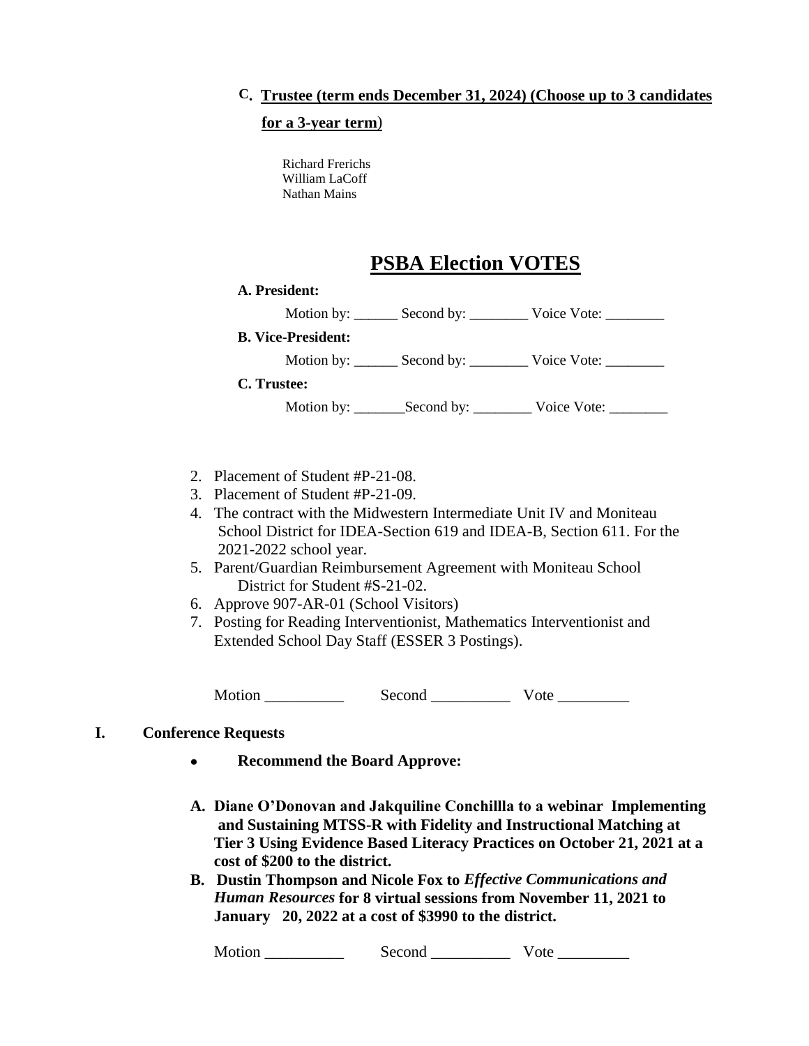C. **Trustee (term ends December 31, 2024) (Choose up to 3 candidates for a 3-year term)**

Richard Frerichs
William LaCoff
Nathan Mains

## PSBA Election VOTES

**A. President:**

Motion by: ______ Second by: ________ Voice Vote: ________

**B. Vice-President:**

Motion by: ______ Second by: ________ Voice Vote: ________

**C. Trustee:**

Motion by: _______Second by: ________ Voice Vote: ________

2. Placement of Student #P-21-08.
3. Placement of Student #P-21-09.
4. The contract with the Midwestern Intermediate Unit IV and Moniteau School District for IDEA-Section 619 and IDEA-B, Section 611. For the 2021-2022 school year.
5. Parent/Guardian Reimbursement Agreement with Moniteau School District for Student #S-21-02.
6. Approve 907-AR-01 (School Visitors)
7. Posting for Reading Interventionist, Mathematics Interventionist and Extended School Day Staff (ESSER 3 Postings).

Motion __________ Second __________ Vote _________

## I. Conference Requests

- **Recommend the Board Approve:**

**A. Diane O'Donovan and Jakquiline Conchillla to a webinar Implementing and Sustaining MTSS-R with Fidelity and Instructional Matching at Tier 3 Using Evidence Based Literacy Practices on October 21, 2021 at a cost of $200 to the district.**

**B. Dustin Thompson and Nicole Fox to *Effective Communications and Human Resources* for 8 virtual sessions from November 11, 2021 to January 20, 2022 at a cost of $3990 to the district.**

Motion __________ Second __________ Vote _________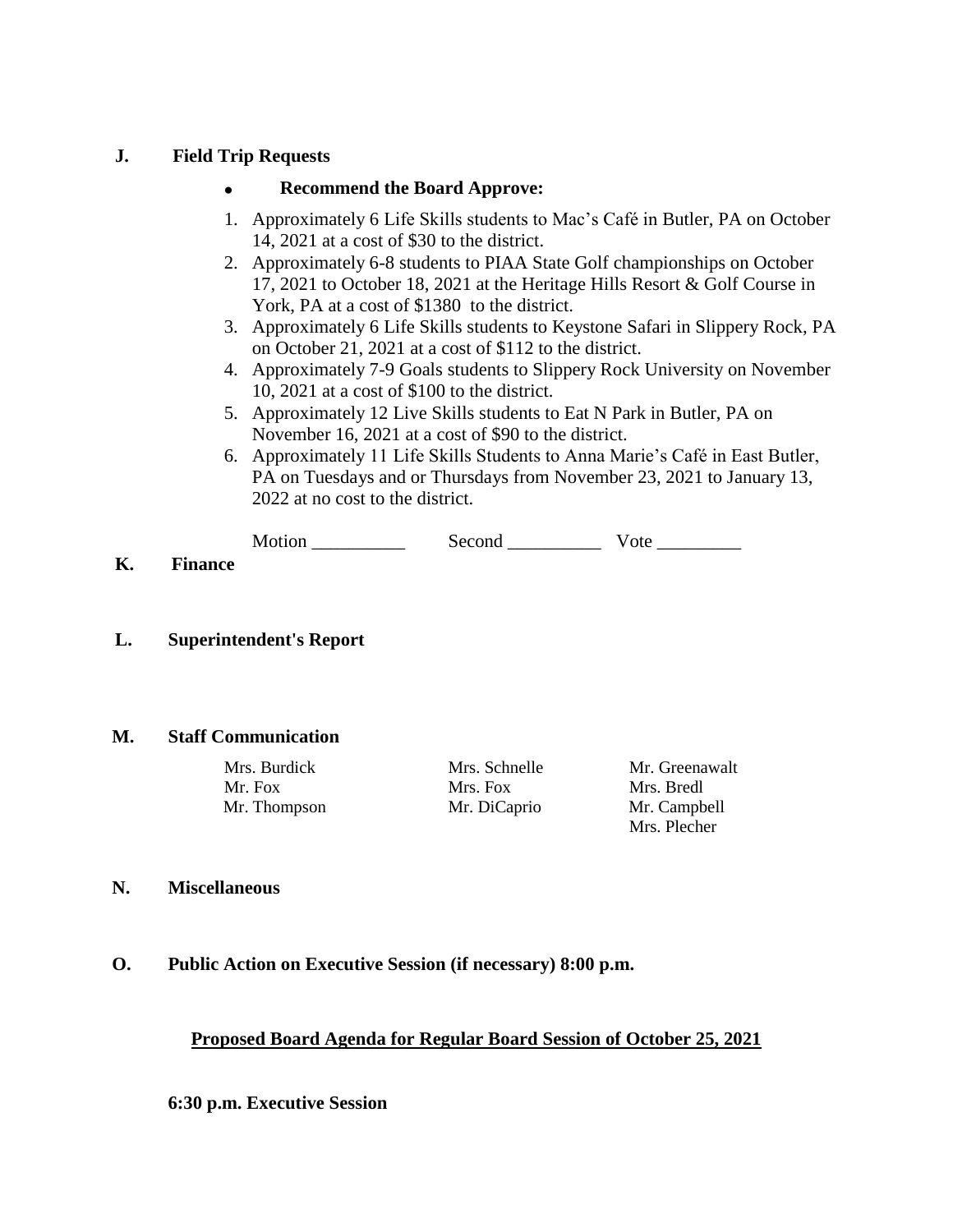**J. Field Trip Requests**

- **Recommend the Board Approve:**

1. Approximately 6 Life Skills students to Mac's Café in Butler, PA on October 14, 2021 at a cost of $30 to the district.
2. Approximately 6-8 students to PIAA State Golf championships on October 17, 2021 to October 18, 2021 at the Heritage Hills Resort & Golf Course in York, PA at a cost of $1380 to the district.
3. Approximately 6 Life Skills students to Keystone Safari in Slippery Rock, PA on October 21, 2021 at a cost of $112 to the district.
4. Approximately 7-9 Goals students to Slippery Rock University on November 10, 2021 at a cost of $100 to the district.
5. Approximately 12 Live Skills students to Eat N Park in Butler, PA on November 16, 2021 at a cost of $90 to the district.
6. Approximately 11 Life Skills Students to Anna Marie's Café in East Butler, PA on Tuesdays and or Thursdays from November 23, 2021 to January 13, 2022 at no cost to the district.

Motion __________ Second __________ Vote _________

**K. Finance**

**L. Superintendent's Report**

**M. Staff Communication**

| | | |
|---|---|---|
| Mrs. Burdick | Mrs. Schnelle | Mr. Greenawalt |
| Mr. Fox | Mrs. Fox | Mrs. Bredl |
| Mr. Thompson | Mr. DiCaprio | Mr. Campbell |
| | | Mrs. Plecher |

**N. Miscellaneous**

**O. Public Action on Executive Session (if necessary) 8:00 p.m.**

**<u>Proposed Board Agenda for Regular Board Session of October 25, 2021</u>**

**6:30 p.m. Executive Session**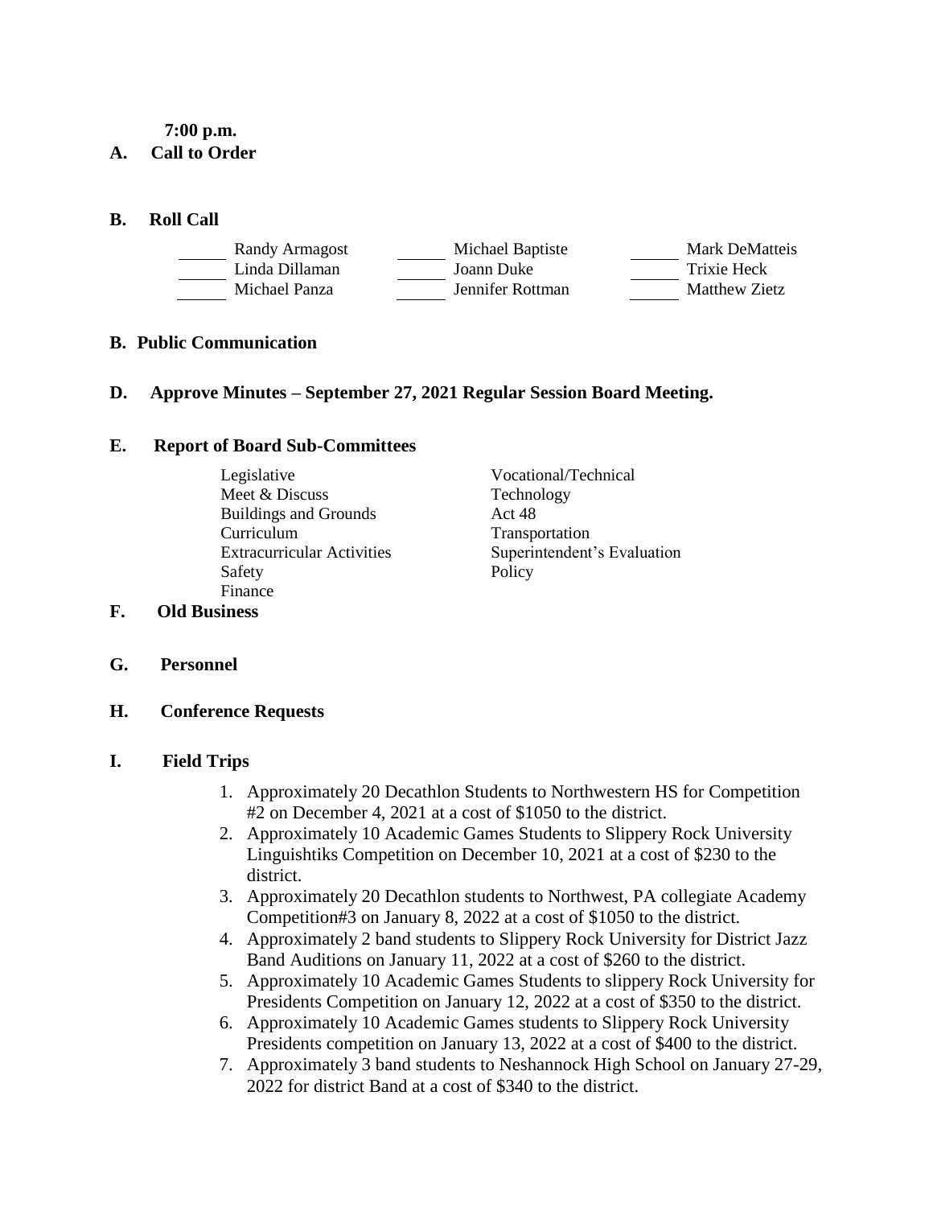**7:00 p.m.**

**A. Call to Order**

**B. Roll Call**

| | | |
|---|---|---|
| ______ Randy Armagost | ______ Michael Baptiste | ______ Mark DeMatteis |
| ______ Linda Dillaman | ______ Joann Duke | ______ Trixie Heck |
| ______ Michael Panza | ______ Jennifer Rottman | ______ Matthew Zietz |

**B. Public Communication**

**D. Approve Minutes – September 27, 2021 Regular Session Board Meeting.**

**E. Report of Board Sub-Committees**

| | |
|---|---|
| Legislative | Vocational/Technical |
| Meet & Discuss | Technology |
| Buildings and Grounds | Act 48 |
| Curriculum | Transportation |
| Extracurricular Activities | Superintendent's Evaluation |
| Safety | Policy |
| Finance | |

**F. Old Business**

**G. Personnel**

**H. Conference Requests**

**I. Field Trips**

1. Approximately 20 Decathlon Students to Northwestern HS for Competition #2 on December 4, 2021 at a cost of $1050 to the district.
2. Approximately 10 Academic Games Students to Slippery Rock University Linguishtiks Competition on December 10, 2021 at a cost of $230 to the district.
3. Approximately 20 Decathlon students to Northwest, PA collegiate Academy Competition#3 on January 8, 2022 at a cost of $1050 to the district.
4. Approximately 2 band students to Slippery Rock University for District Jazz Band Auditions on January 11, 2022 at a cost of $260 to the district.
5. Approximately 10 Academic Games Students to slippery Rock University for Presidents Competition on January 12, 2022 at a cost of $350 to the district.
6. Approximately 10 Academic Games students to Slippery Rock University Presidents competition on January 13, 2022 at a cost of $400 to the district.
7. Approximately 3 band students to Neshannock High School on January 27-29, 2022 for district Band at a cost of $340 to the district.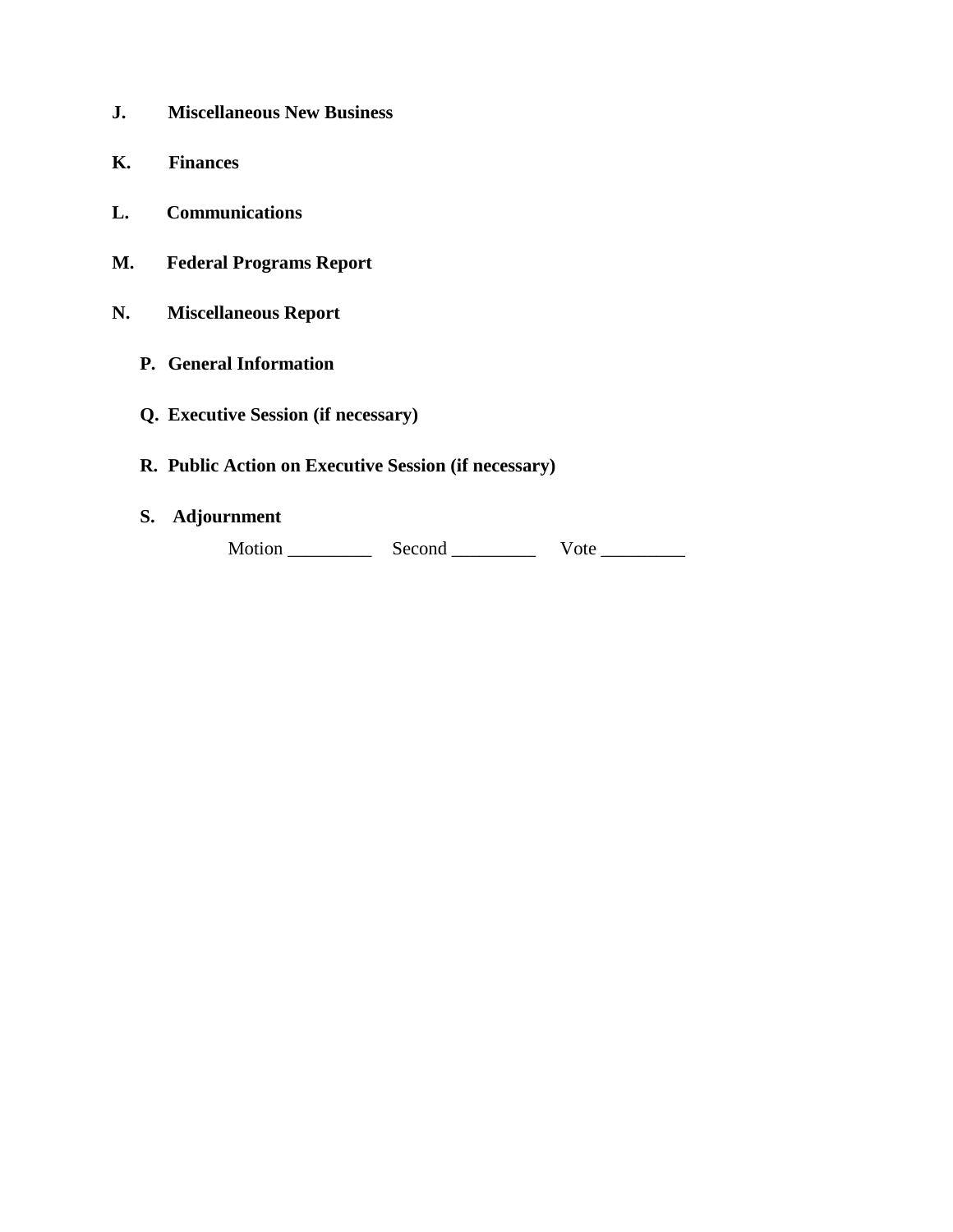**J. Miscellaneous New Business**

**K. Finances**

**L. Communications**

**M. Federal Programs Report**

**N. Miscellaneous Report**

**P. General Information**

**Q. Executive Session (if necessary)**

**R. Public Action on Executive Session (if necessary)**

**S. Adjournment**

Motion _________ Second _________ Vote _________